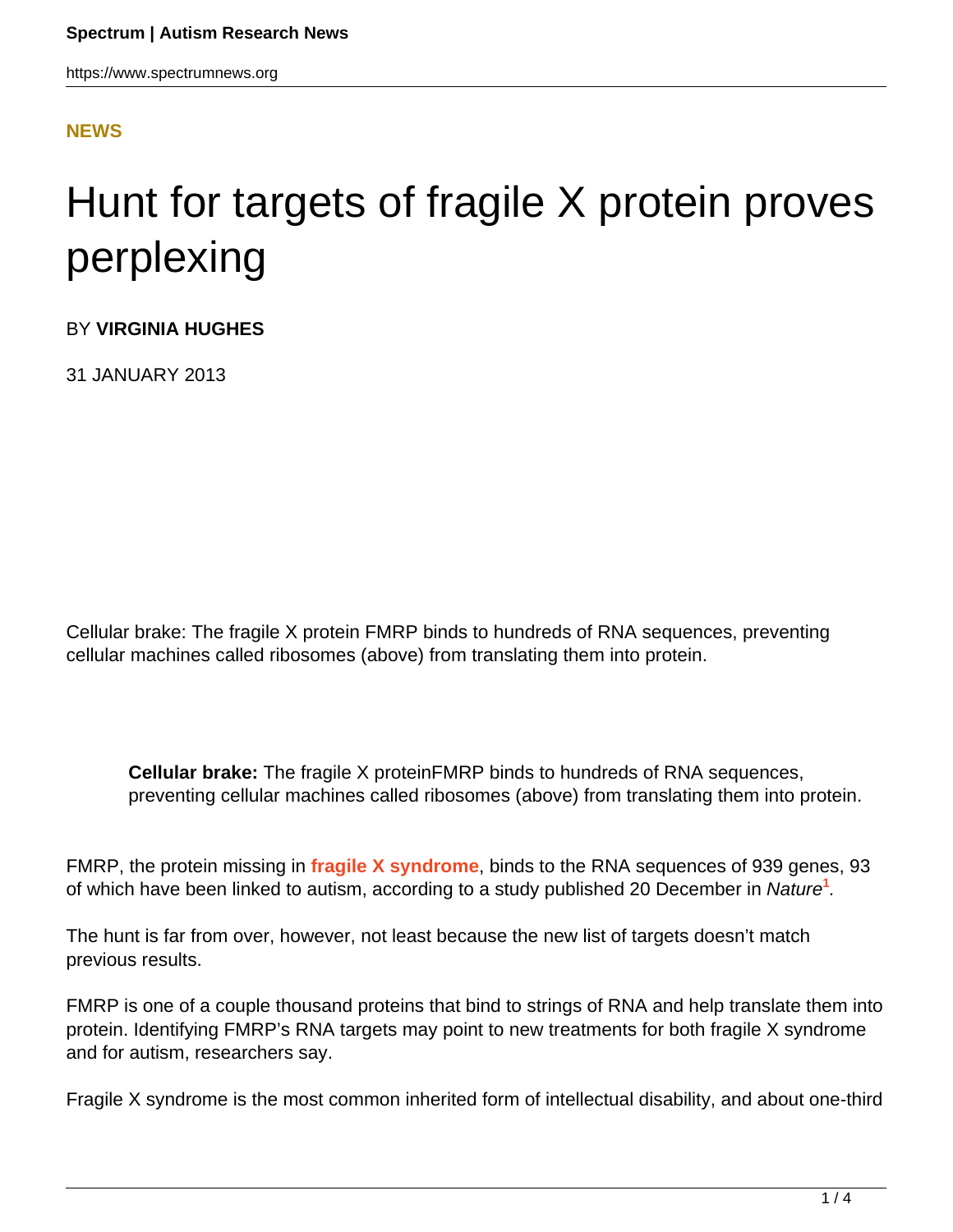NEWS

# Hunt for targets of fragile X protein proves perplexing

BY **VIRGINIA HUGHES**

31 JANUARY 2013

Cellular brake: The fragile X protein FMRP binds to hundreds of RNA sequences, preventing cellular machines called ribosomes (above) from translating them into protein.

> **Cellular brake:** The fragile X proteinFMRP binds to hundreds of RNA sequences, preventing cellular machines called ribosomes (above) from translating them into protein.

FMRP, the protein missing in **fragile X syndrome**, binds to the RNA sequences of 939 genes, 93 of which have been linked to autism, according to a study published 20 December in *Nature*[1].

The hunt is far from over, however, not least because the new list of targets doesn't match previous results.

FMRP is one of a couple thousand proteins that bind to strings of RNA and help translate them into protein. Identifying FMRP's RNA targets may point to new treatments for both fragile X syndrome and for autism, researchers say.

Fragile X syndrome is the most common inherited form of intellectual disability, and about one-third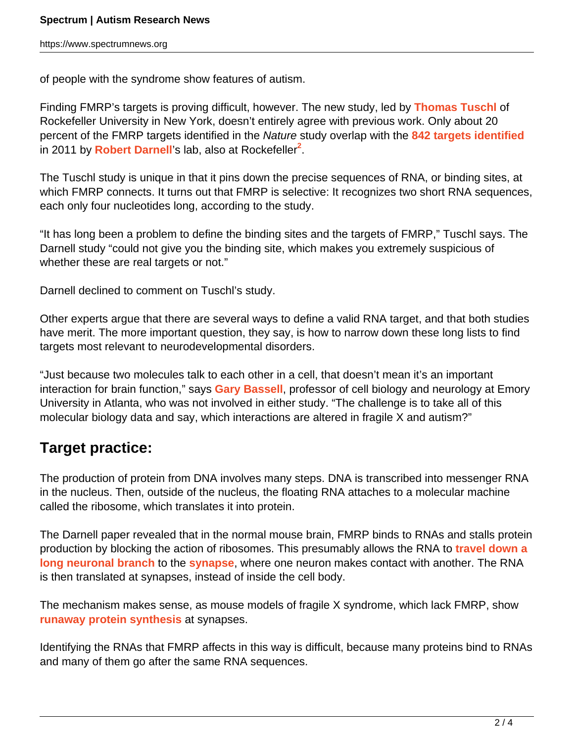of people with the syndrome show features of autism.

Finding FMRP's targets is proving difficult, however. The new study, led by **Thomas Tuschl** of Rockefeller University in New York, doesn't entirely agree with previous work. Only about 20 percent of the FMRP targets identified in the *Nature* study overlap with the **842 targets identified** in 2011 by **Robert Darnell**'s lab, also at Rockefeller[2].

The Tuschl study is unique in that it pins down the precise sequences of RNA, or binding sites, at which FMRP connects. It turns out that FMRP is selective: It recognizes two short RNA sequences, each only four nucleotides long, according to the study.

"It has long been a problem to define the binding sites and the targets of FMRP," Tuschl says. The Darnell study "could not give you the binding site, which makes you extremely suspicious of whether these are real targets or not."

Darnell declined to comment on Tuschl's study.

Other experts argue that there are several ways to define a valid RNA target, and that both studies have merit. The more important question, they say, is how to narrow down these long lists to find targets most relevant to neurodevelopmental disorders.

"Just because two molecules talk to each other in a cell, that doesn't mean it's an important interaction for brain function," says **Gary Bassell**, professor of cell biology and neurology at Emory University in Atlanta, who was not involved in either study. "The challenge is to take all of this molecular biology data and say, which interactions are altered in fragile X and autism?"

## Target practice:

The production of protein from DNA involves many steps. DNA is transcribed into messenger RNA in the nucleus. Then, outside of the nucleus, the floating RNA attaches to a molecular machine called the ribosome, which translates it into protein.

The Darnell paper revealed that in the normal mouse brain, FMRP binds to RNAs and stalls protein production by blocking the action of ribosomes. This presumably allows the RNA to **travel down a long neuronal branch** to the **synapse**, where one neuron makes contact with another. The RNA is then translated at synapses, instead of inside the cell body.

The mechanism makes sense, as mouse models of fragile X syndrome, which lack FMRP, show **runaway protein synthesis** at synapses.

Identifying the RNAs that FMRP affects in this way is difficult, because many proteins bind to RNAs and many of them go after the same RNA sequences.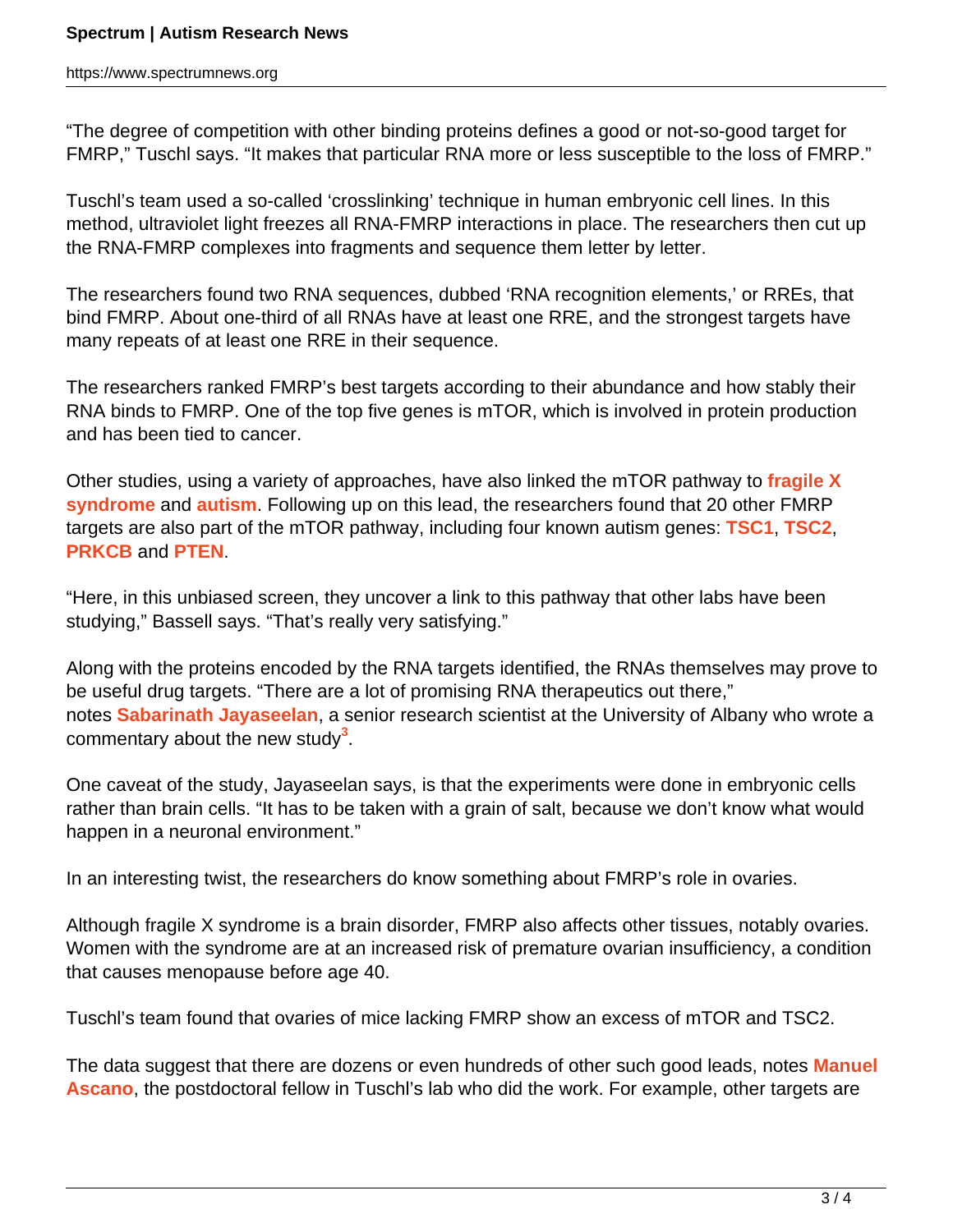"The degree of competition with other binding proteins defines a good or not-so-good target for FMRP," Tuschl says. "It makes that particular RNA more or less susceptible to the loss of FMRP."

Tuschl's team used a so-called 'crosslinking' technique in human embryonic cell lines. In this method, ultraviolet light freezes all RNA-FMRP interactions in place. The researchers then cut up the RNA-FMRP complexes into fragments and sequence them letter by letter.

The researchers found two RNA sequences, dubbed 'RNA recognition elements,' or RREs, that bind FMRP. About one-third of all RNAs have at least one RRE, and the strongest targets have many repeats of at least one RRE in their sequence.

The researchers ranked FMRP's best targets according to their abundance and how stably their RNA binds to FMRP. One of the top five genes is mTOR, which is involved in protein production and has been tied to cancer.

Other studies, using a variety of approaches, have also linked the mTOR pathway to **fragile X syndrome** and **autism**. Following up on this lead, the researchers found that 20 other FMRP targets are also part of the mTOR pathway, including four known autism genes: **TSC1**, **TSC2**, **PRKCB** and **PTEN**.

"Here, in this unbiased screen, they uncover a link to this pathway that other labs have been studying," Bassell says. "That's really very satisfying."

Along with the proteins encoded by the RNA targets identified, the RNAs themselves may prove to be useful drug targets. "There are a lot of promising RNA therapeutics out there," notes **Sabarinath Jayaseelan**, a senior research scientist at the University of Albany who wrote a commentary about the new study[3].

One caveat of the study, Jayaseelan says, is that the experiments were done in embryonic cells rather than brain cells. "It has to be taken with a grain of salt, because we don't know what would happen in a neuronal environment."

In an interesting twist, the researchers do know something about FMRP's role in ovaries.

Although fragile X syndrome is a brain disorder, FMRP also affects other tissues, notably ovaries. Women with the syndrome are at an increased risk of premature ovarian insufficiency, a condition that causes menopause before age 40.

Tuschl's team found that ovaries of mice lacking FMRP show an excess of mTOR and TSC2.

The data suggest that there are dozens or even hundreds of other such good leads, notes **Manuel Ascano**, the postdoctoral fellow in Tuschl's lab who did the work. For example, other targets are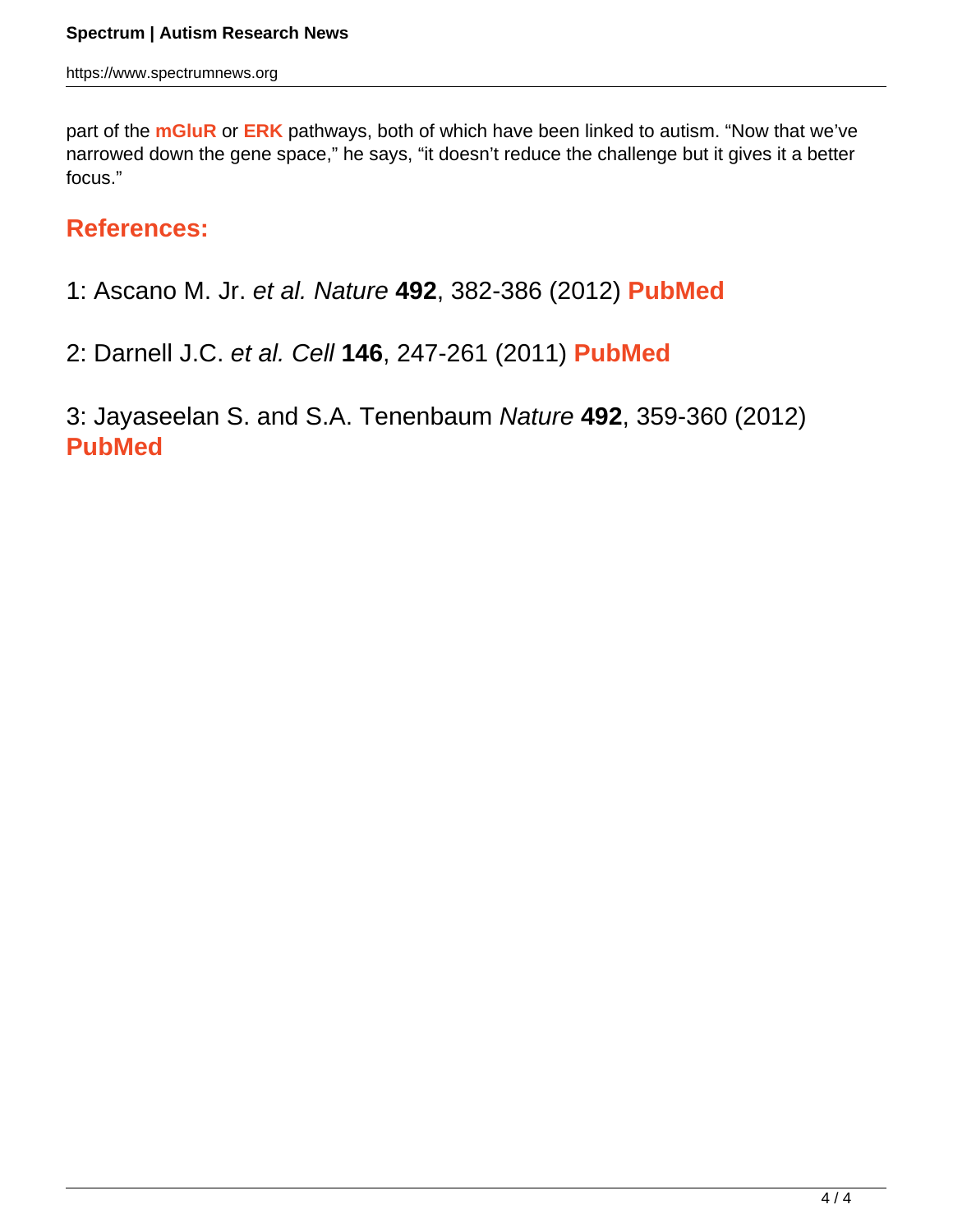part of the **mGluR** or **ERK** pathways, both of which have been linked to autism. "Now that we've narrowed down the gene space," he says, "it doesn't reduce the challenge but it gives it a better focus."

## References:

1: Ascano M. Jr. *et al. Nature* **492**, 382-386 (2012) **PubMed**

2: Darnell J.C. *et al. Cell* **146**, 247-261 (2011) **PubMed**

3: Jayaseelan S. and S.A. Tenenbaum *Nature* **492**, 359-360 (2012) **PubMed**